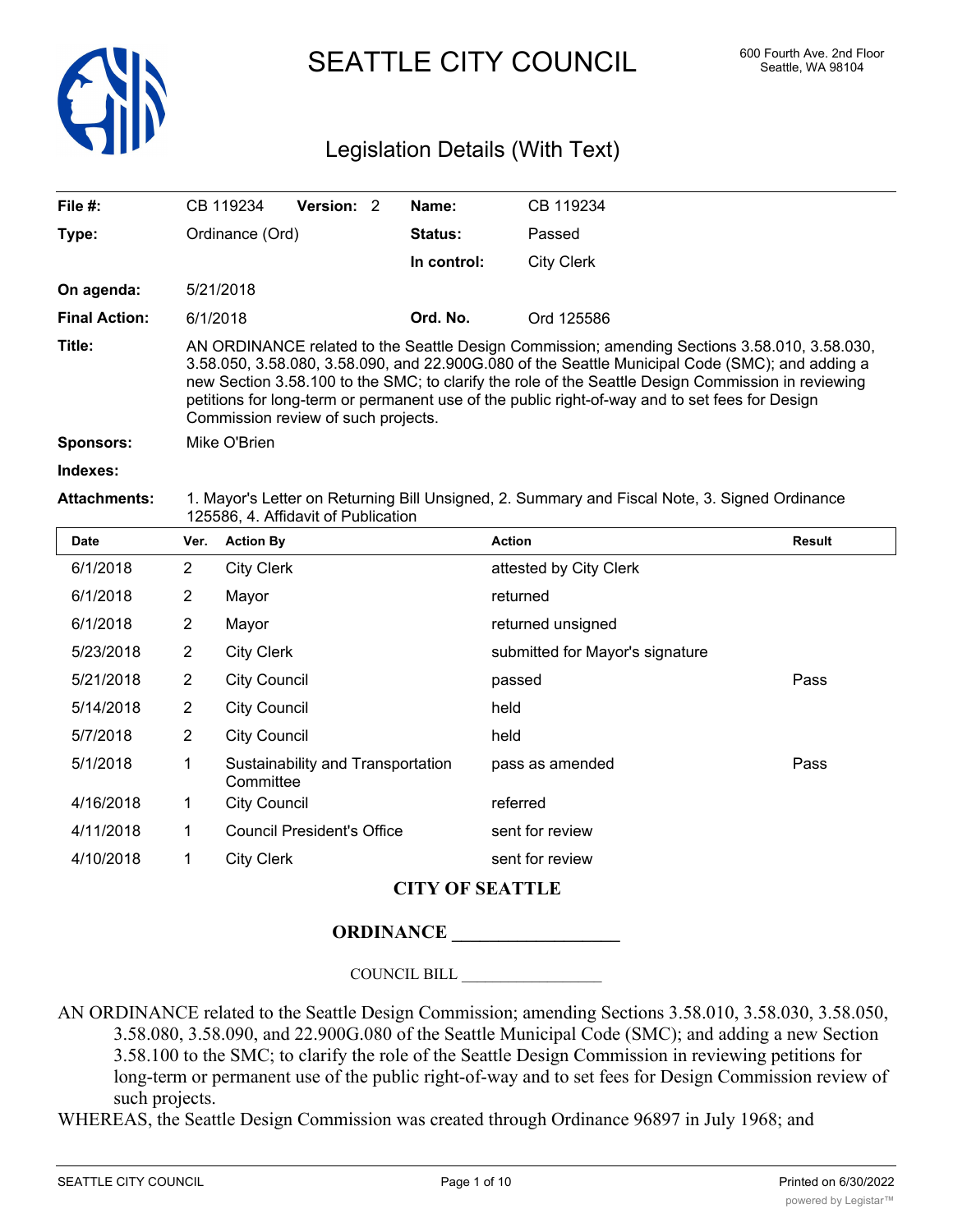# SEATTLE CITY COUNCIL

600 Fourth Ave. 2nd Floor
Seattle, WA 98104

## Legislation Details (With Text)

| | | | |
|---|---|---|---|
| **File #:** | CB 119234 **Version:** 2 | **Name:** | CB 119234 |
| **Type:** | Ordinance (Ord) | **Status:** | Passed |
| | | **In control:** | City Clerk |
| **On agenda:** | 5/21/2018 | | |
| **Final Action:** | 6/1/2018 | **Ord. No.** | Ord 125586 |

**Title:** AN ORDINANCE related to the Seattle Design Commission; amending Sections 3.58.010, 3.58.030, 3.58.050, 3.58.080, 3.58.090, and 22.900G.080 of the Seattle Municipal Code (SMC); and adding a new Section 3.58.100 to the SMC; to clarify the role of the Seattle Design Commission in reviewing petitions for long-term or permanent use of the public right-of-way and to set fees for Design Commission review of such projects.

**Sponsors:** Mike O'Brien

**Indexes:**

**Attachments:** 1. Mayor's Letter on Returning Bill Unsigned, 2. Summary and Fiscal Note, 3. Signed Ordinance 125586, 4. Affidavit of Publication

| Date | Ver. | Action By | Action | Result |
|---|---|---|---|---|
| 6/1/2018 | 2 | City Clerk | attested by City Clerk | |
| 6/1/2018 | 2 | Mayor | returned | |
| 6/1/2018 | 2 | Mayor | returned unsigned | |
| 5/23/2018 | 2 | City Clerk | submitted for Mayor's signature | |
| 5/21/2018 | 2 | City Council | passed | Pass |
| 5/14/2018 | 2 | City Council | held | |
| 5/7/2018 | 2 | City Council | held | |
| 5/1/2018 | 1 | Sustainability and Transportation Committee | pass as amended | Pass |
| 4/16/2018 | 1 | City Council | referred | |
| 4/11/2018 | 1 | Council President's Office | sent for review | |
| 4/10/2018 | 1 | City Clerk | sent for review | |

**CITY OF SEATTLE**

**ORDINANCE \_\_\_\_\_\_\_\_\_\_\_\_\_\_\_\_\_\_**

COUNCIL BILL \_\_\_\_\_\_\_\_\_\_\_\_\_\_\_\_\_\_

AN ORDINANCE related to the Seattle Design Commission; amending Sections 3.58.010, 3.58.030, 3.58.050, 3.58.080, 3.58.090, and 22.900G.080 of the Seattle Municipal Code (SMC); and adding a new Section 3.58.100 to the SMC; to clarify the role of the Seattle Design Commission in reviewing petitions for long-term or permanent use of the public right-of-way and to set fees for Design Commission review of such projects.

WHEREAS, the Seattle Design Commission was created through Ordinance 96897 in July 1968; and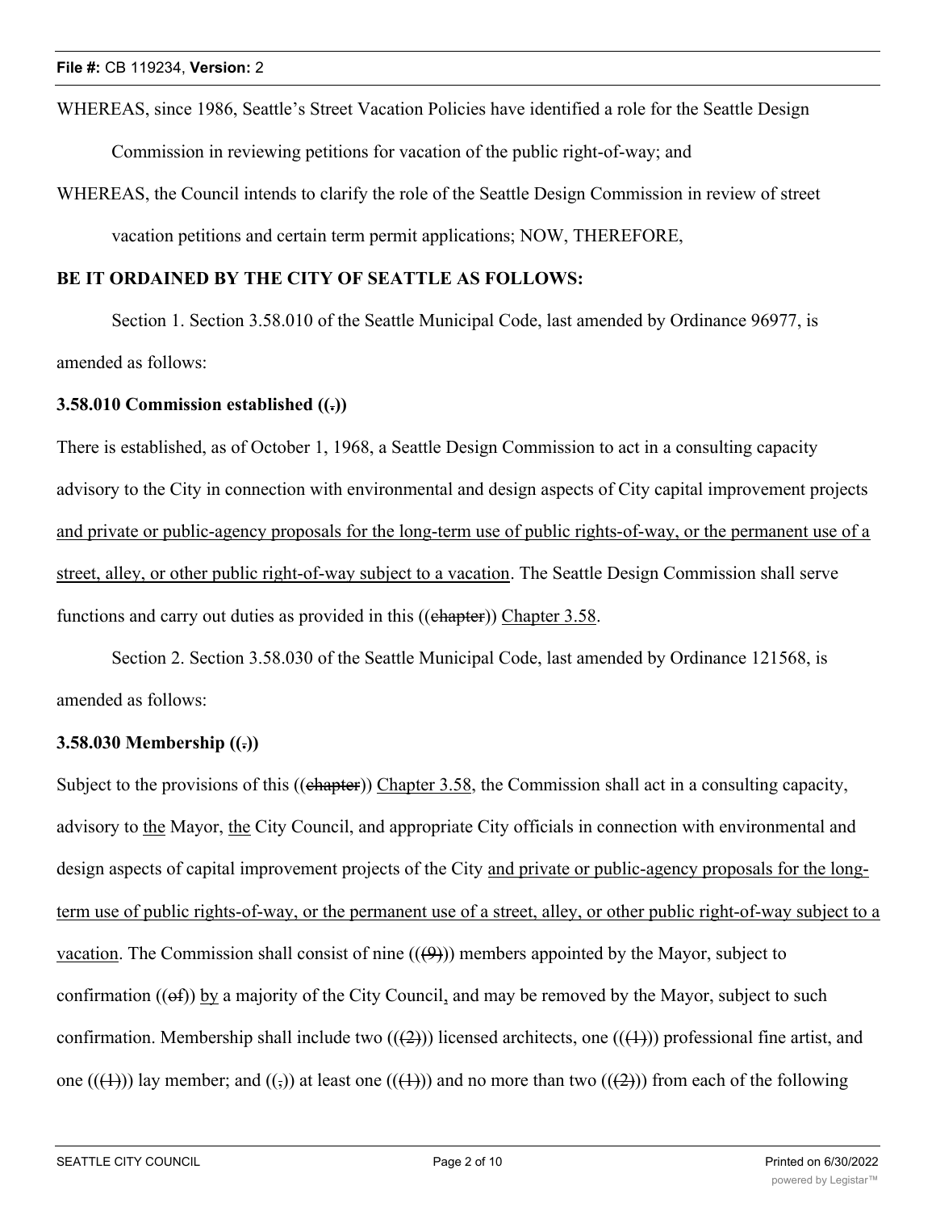WHEREAS, since 1986, Seattle's Street Vacation Policies have identified a role for the Seattle Design Commission in reviewing petitions for vacation of the public right-of-way; and

WHEREAS, the Council intends to clarify the role of the Seattle Design Commission in review of street vacation petitions and certain term permit applications; NOW, THEREFORE,

**BE IT ORDAINED BY THE CITY OF SEATTLE AS FOLLOWS:**

Section 1. Section 3.58.010 of the Seattle Municipal Code, last amended by Ordinance 96977, is amended as follows:

**3.58.010 Commission established ((.))**

There is established, as of October 1, 1968, a Seattle Design Commission to act in a consulting capacity advisory to the City in connection with environmental and design aspects of City capital improvement projects and private or public-agency proposals for the long-term use of public rights-of-way, or the permanent use of a street, alley, or other public right-of-way subject to a vacation. The Seattle Design Commission shall serve functions and carry out duties as provided in this ((chapter)) Chapter 3.58.

Section 2. Section 3.58.030 of the Seattle Municipal Code, last amended by Ordinance 121568, is amended as follows:

**3.58.030 Membership ((.))**

Subject to the provisions of this ((chapter)) Chapter 3.58, the Commission shall act in a consulting capacity, advisory to the Mayor, the City Council, and appropriate City officials in connection with environmental and design aspects of capital improvement projects of the City and private or public-agency proposals for the long-term use of public rights-of-way, or the permanent use of a street, alley, or other public right-of-way subject to a vacation. The Commission shall consist of nine (((9))) members appointed by the Mayor, subject to confirmation ((of)) by a majority of the City Council, and may be removed by the Mayor, subject to such confirmation. Membership shall include two (((2))) licensed architects, one (((1))) professional fine artist, and one (((1))) lay member; and ((,)) at least one (((1))) and no more than two (((2))) from each of the following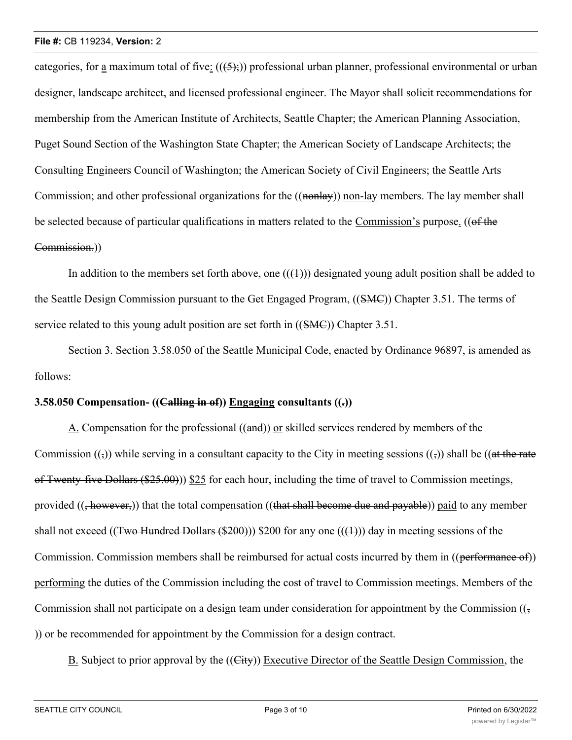categories, for a maximum total of five: (((5);)) professional urban planner, professional environmental or urban designer, landscape architect, and licensed professional engineer. The Mayor shall solicit recommendations for membership from the American Institute of Architects, Seattle Chapter; the American Planning Association, Puget Sound Section of the Washington State Chapter; the American Society of Landscape Architects; the Consulting Engineers Council of Washington; the American Society of Civil Engineers; the Seattle Arts Commission; and other professional organizations for the ((nonlay)) non-lay members. The lay member shall be selected because of particular qualifications in matters related to the Commission's purpose. ((of the Commission.))

In addition to the members set forth above, one (((1))) designated young adult position shall be added to the Seattle Design Commission pursuant to the Get Engaged Program, ((SMC)) Chapter 3.51. The terms of service related to this young adult position are set forth in ((SMC)) Chapter 3.51.

Section 3. Section 3.58.050 of the Seattle Municipal Code, enacted by Ordinance 96897, is amended as follows:

**3.58.050 Compensation- ((Calling in of)) Engaging consultants ((.))**

A. Compensation for the professional ((and)) or skilled services rendered by members of the Commission ((,)) while serving in a consultant capacity to the City in meeting sessions ((,)) shall be ((at the rate of Twenty-five Dollars ($25.00))) $25 for each hour, including the time of travel to Commission meetings, provided ((, however,)) that the total compensation ((that shall become due and payable)) paid to any member shall not exceed ((Two Hundred Dollars ($200))) $200 for any one (((1))) day in meeting sessions of the Commission. Commission members shall be reimbursed for actual costs incurred by them in ((performance of)) performing the duties of the Commission including the cost of travel to Commission meetings. Members of the Commission shall not participate on a design team under consideration for appointment by the Commission ((, )) or be recommended for appointment by the Commission for a design contract.

B. Subject to prior approval by the ((City)) Executive Director of the Seattle Design Commission, the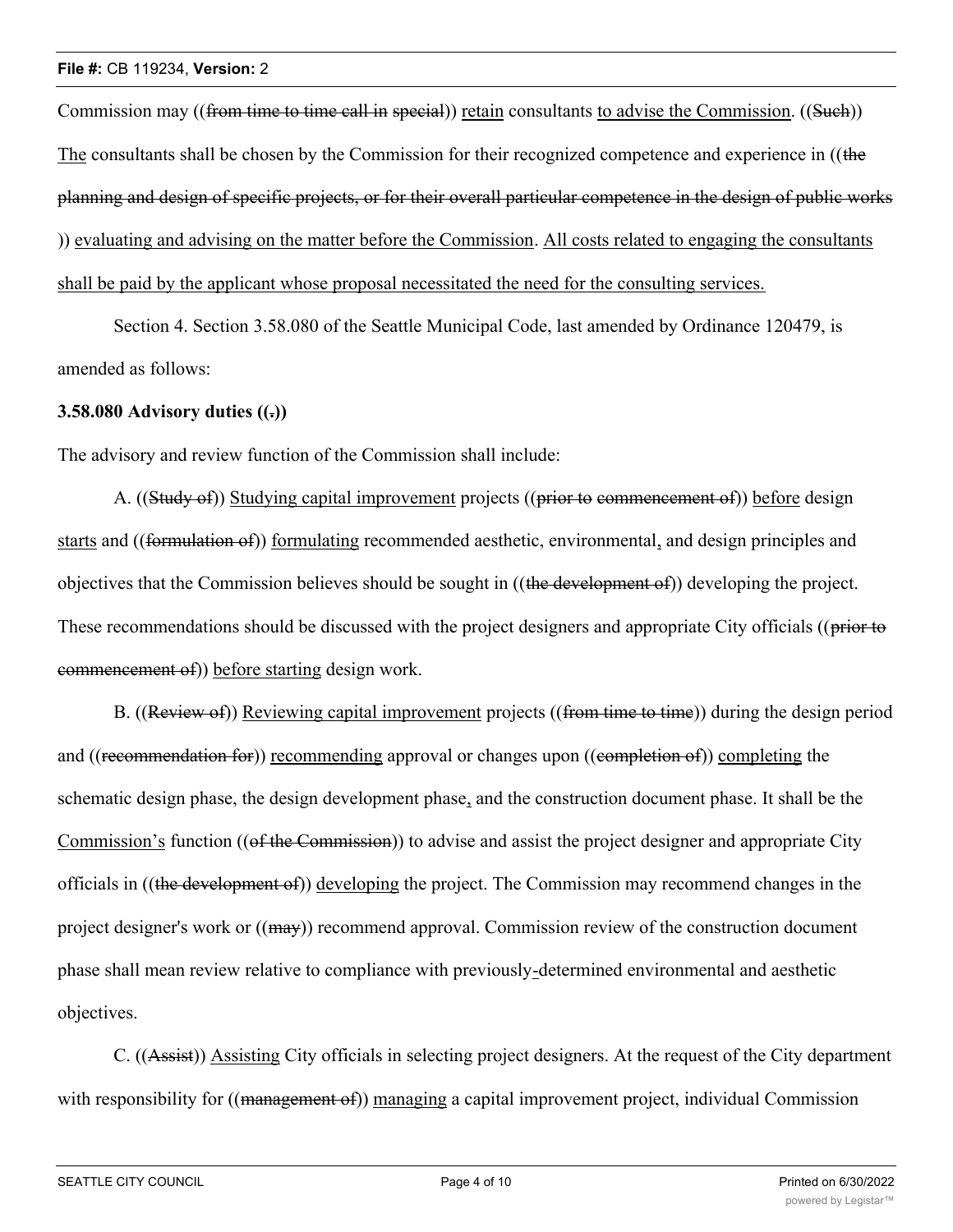Commission may ((~~from time to time call in special~~)) <u>retain</u> consultants <u>to advise the Commission</u>. ((~~Such~~)) <u>The</u> consultants shall be chosen by the Commission for their recognized competence and experience in ((~~the planning and design of specific projects, or for their overall particular competence in the design of public works~~)) <u>evaluating and advising on the matter before the Commission</u>. <u>All costs related to engaging the consultants shall be paid by the applicant whose proposal necessitated the need for the consulting services.</u>

Section 4. Section 3.58.080 of the Seattle Municipal Code, last amended by Ordinance 120479, is amended as follows:

**3.58.080 Advisory duties ((~~.~~))**

The advisory and review function of the Commission shall include:

A. ((~~Study of~~)) <u>Studying capital improvement</u> projects ((~~prior to commencement of~~)) <u>before</u> design <u>starts</u> and ((~~formulation of~~)) <u>formulating</u> recommended aesthetic, environmental<u>,</u> and design principles and objectives that the Commission believes should be sought in ((~~the development of~~)) developing the project. These recommendations should be discussed with the project designers and appropriate City officials ((~~prior to commencement of~~)) <u>before starting</u> design work.

B. ((~~Review of~~)) <u>Reviewing capital improvement</u> projects ((~~from time to time~~)) during the design period and ((~~recommendation for~~)) <u>recommending</u> approval or changes upon ((~~completion of~~)) <u>completing</u> the schematic design phase, the design development phase<u>,</u> and the construction document phase. It shall be the <u>Commission's</u> function ((~~of the Commission~~)) to advise and assist the project designer and appropriate City officials in ((~~the development of~~)) <u>developing</u> the project. The Commission may recommend changes in the project designer's work or ((~~may~~)) recommend approval. Commission review of the construction document phase shall mean review relative to compliance with previously<u>-</u>determined environmental and aesthetic objectives.

C. ((~~Assist~~)) <u>Assisting</u> City officials in selecting project designers. At the request of the City department with responsibility for ((~~management of~~)) <u>managing</u> a capital improvement project, individual Commission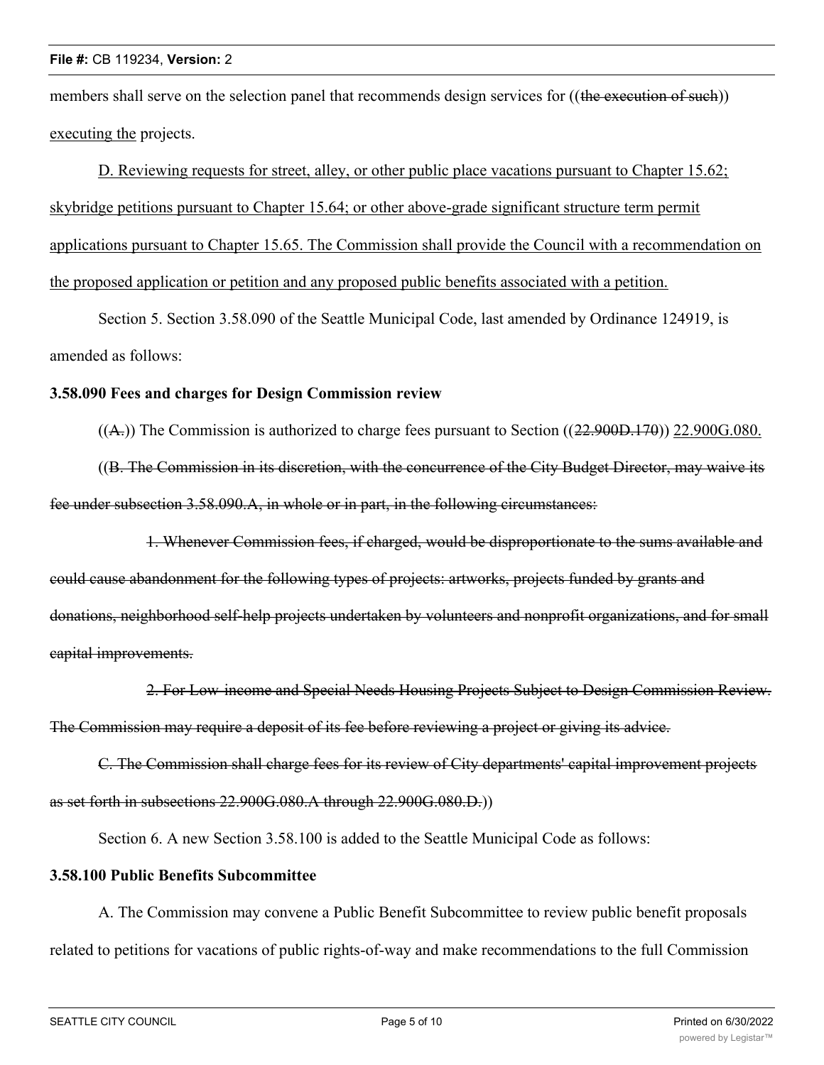members shall serve on the selection panel that recommends design services for ((~~the execution of such~~)) <u>executing the</u> projects.

<u>D. Reviewing requests for street, alley, or other public place vacations pursuant to Chapter 15.62; skybridge petitions pursuant to Chapter 15.64; or other above-grade significant structure term permit applications pursuant to Chapter 15.65. The Commission shall provide the Council with a recommendation on the proposed application or petition and any proposed public benefits associated with a petition.</u>

Section 5. Section 3.58.090 of the Seattle Municipal Code, last amended by Ordinance 124919, is amended as follows:

**3.58.090 Fees and charges for Design Commission review**

((~~A.~~)) The Commission is authorized to charge fees pursuant to Section ((~~22.900D.170~~)) <u>22.900G.080.</u>

((~~B. The Commission in its discretion, with the concurrence of the City Budget Director, may waive its fee under subsection 3.58.090.A, in whole or in part, in the following circumstances:~~

~~1. Whenever Commission fees, if charged, would be disproportionate to the sums available and could cause abandonment for the following types of projects: artworks, projects funded by grants and donations, neighborhood self-help projects undertaken by volunteers and nonprofit organizations, and for small capital improvements.~~

~~2. For Low-income and Special Needs Housing Projects Subject to Design Commission Review. The Commission may require a deposit of its fee before reviewing a project or giving its advice.~~

~~C. The Commission shall charge fees for its review of City departments' capital improvement projects as set forth in subsections 22.900G.080.A through 22.900G.080.D.~~))

Section 6. A new Section 3.58.100 is added to the Seattle Municipal Code as follows:

**3.58.100 Public Benefits Subcommittee**

A. The Commission may convene a Public Benefit Subcommittee to review public benefit proposals related to petitions for vacations of public rights-of-way and make recommendations to the full Commission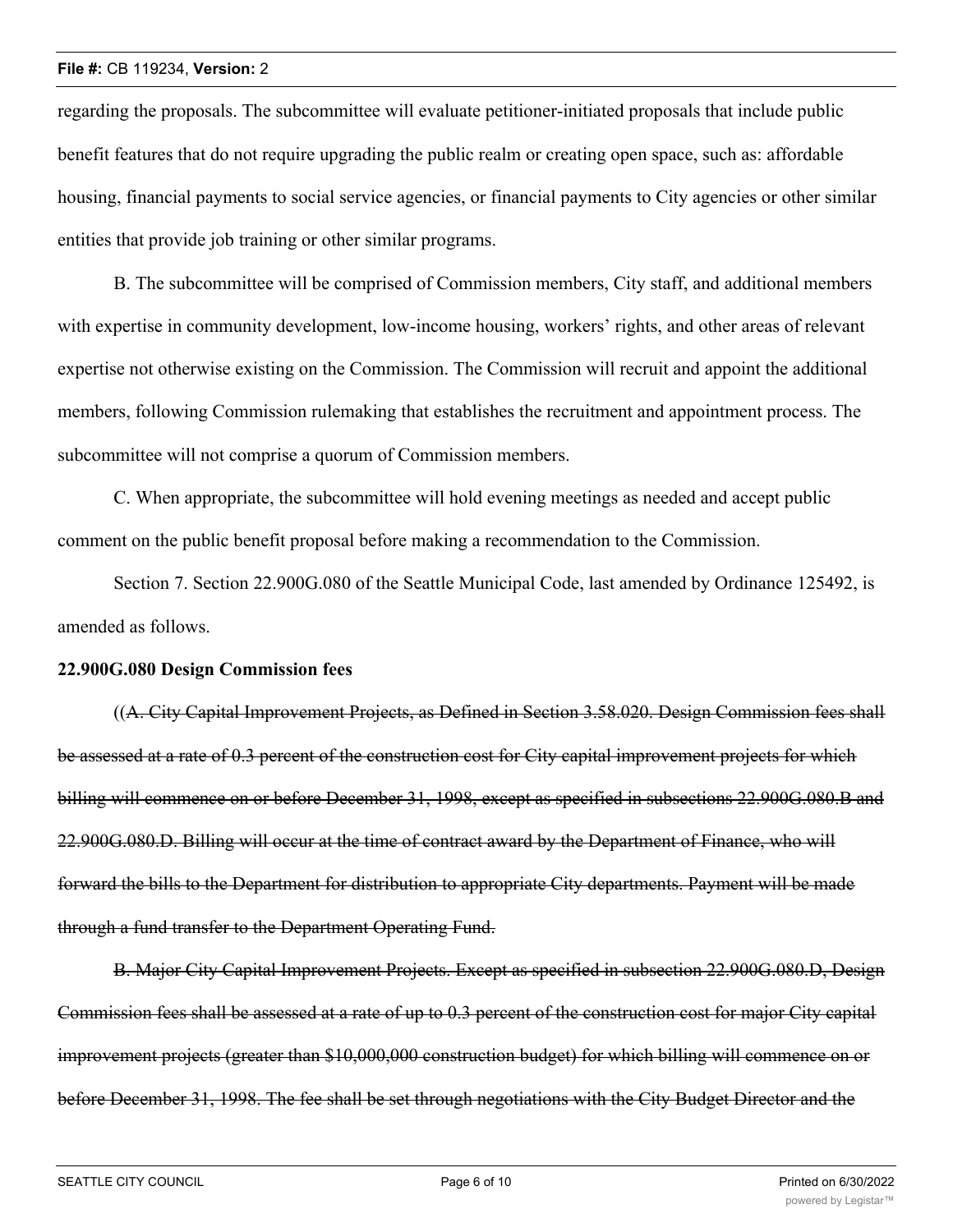regarding the proposals. The subcommittee will evaluate petitioner-initiated proposals that include public benefit features that do not require upgrading the public realm or creating open space, such as: affordable housing, financial payments to social service agencies, or financial payments to City agencies or other similar entities that provide job training or other similar programs.

B. The subcommittee will be comprised of Commission members, City staff, and additional members with expertise in community development, low-income housing, workers' rights, and other areas of relevant expertise not otherwise existing on the Commission. The Commission will recruit and appoint the additional members, following Commission rulemaking that establishes the recruitment and appointment process. The subcommittee will not comprise a quorum of Commission members.

C. When appropriate, the subcommittee will hold evening meetings as needed and accept public comment on the public benefit proposal before making a recommendation to the Commission.

Section 7. Section 22.900G.080 of the Seattle Municipal Code, last amended by Ordinance 125492, is amended as follows.

**22.900G.080 Design Commission fees**

((~~A. City Capital Improvement Projects, as Defined in Section 3.58.020. Design Commission fees shall be assessed at a rate of 0.3 percent of the construction cost for City capital improvement projects for which billing will commence on or before December 31, 1998, except as specified in subsections 22.900G.080.B and 22.900G.080.D. Billing will occur at the time of contract award by the Department of Finance, who will forward the bills to the Department for distribution to appropriate City departments. Payment will be made through a fund transfer to the Department Operating Fund.~~

~~B. Major City Capital Improvement Projects. Except as specified in subsection 22.900G.080.D, Design Commission fees shall be assessed at a rate of up to 0.3 percent of the construction cost for major City capital improvement projects (greater than $10,000,000 construction budget) for which billing will commence on or before December 31, 1998. The fee shall be set through negotiations with the City Budget Director and the~~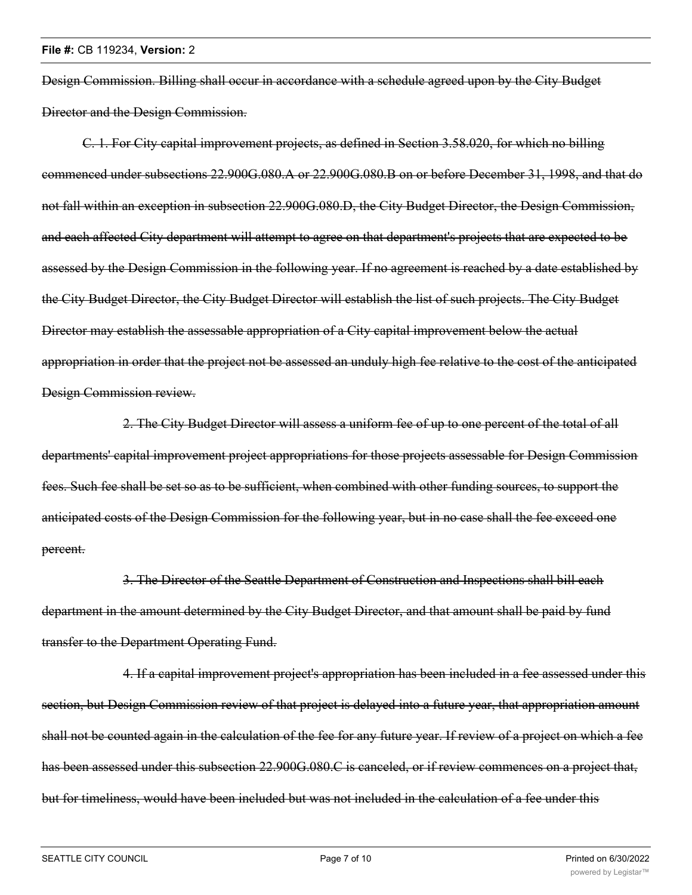~~Design Commission. Billing shall occur in accordance with a schedule agreed upon by the City Budget Director and the Design Commission.~~

~~C. 1. For City capital improvement projects, as defined in Section 3.58.020, for which no billing commenced under subsections 22.900G.080.A or 22.900G.080.B on or before December 31, 1998, and that do not fall within an exception in subsection 22.900G.080.D, the City Budget Director, the Design Commission, and each affected City department will attempt to agree on that department's projects that are expected to be assessed by the Design Commission in the following year. If no agreement is reached by a date established by the City Budget Director, the City Budget Director will establish the list of such projects. The City Budget Director may establish the assessable appropriation of a City capital improvement below the actual appropriation in order that the project not be assessed an unduly high fee relative to the cost of the anticipated Design Commission review.~~

~~2. The City Budget Director will assess a uniform fee of up to one percent of the total of all departments' capital improvement project appropriations for those projects assessable for Design Commission fees. Such fee shall be set so as to be sufficient, when combined with other funding sources, to support the anticipated costs of the Design Commission for the following year, but in no case shall the fee exceed one percent.~~

~~3. The Director of the Seattle Department of Construction and Inspections shall bill each department in the amount determined by the City Budget Director, and that amount shall be paid by fund transfer to the Department Operating Fund.~~

~~4. If a capital improvement project's appropriation has been included in a fee assessed under this section, but Design Commission review of that project is delayed into a future year, that appropriation amount shall not be counted again in the calculation of the fee for any future year. If review of a project on which a fee has been assessed under this subsection 22.900G.080.C is canceled, or if review commences on a project that, but for timeliness, would have been included but was not included in the calculation of a fee under this~~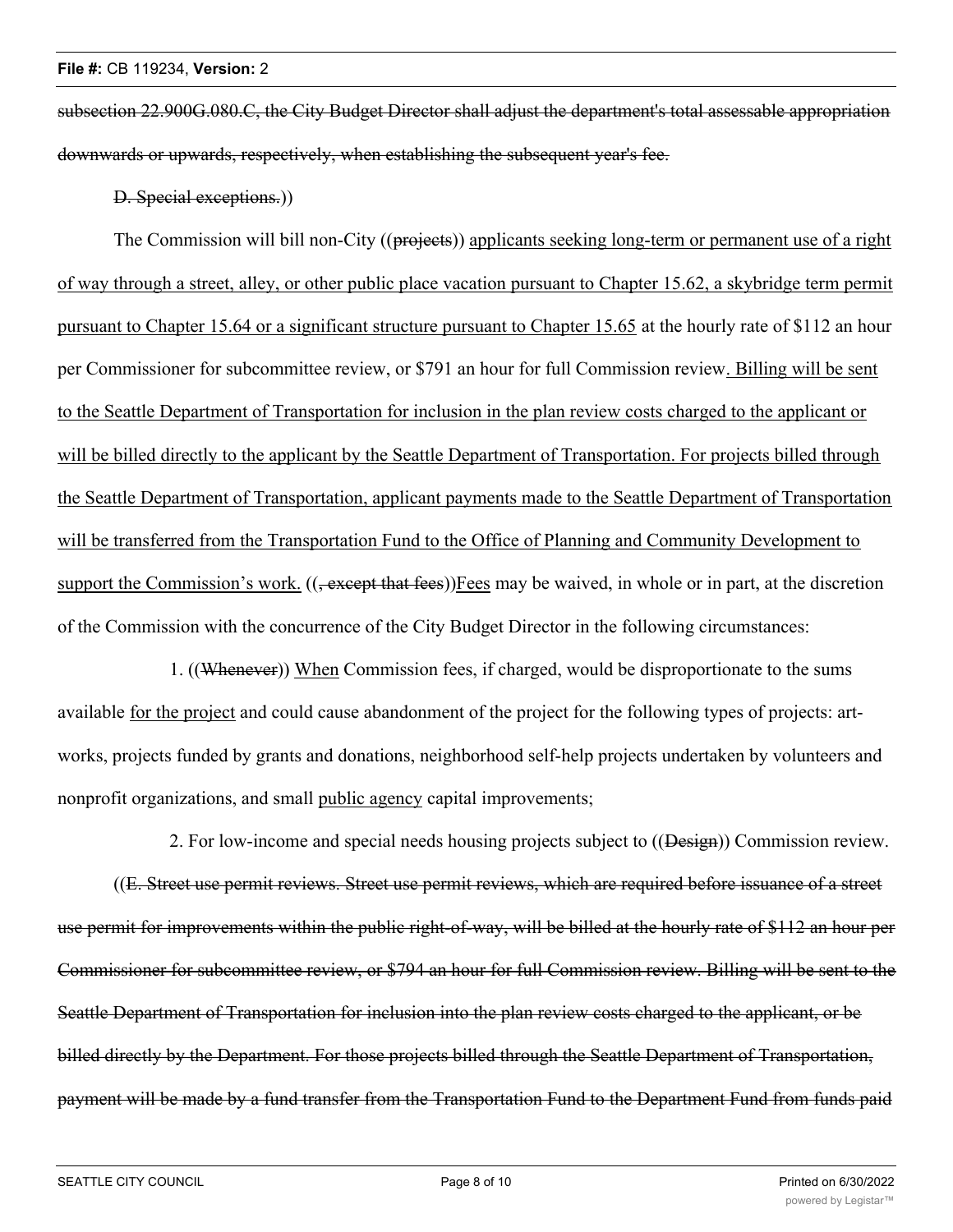~~subsection 22.900G.080.C, the City Budget Director shall adjust the department's total assessable appropriation downwards or upwards, respectively, when establishing the subsequent year's fee.~~

~~D. Special exceptions.~~))

The Commission will bill non-City ((~~projects~~)) applicants seeking long-term or permanent use of a right of way through a street, alley, or other public place vacation pursuant to Chapter 15.62, a skybridge term permit pursuant to Chapter 15.64 or a significant structure pursuant to Chapter 15.65 at the hourly rate of $112 an hour per Commissioner for subcommittee review, or $791 an hour for full Commission review. Billing will be sent to the Seattle Department of Transportation for inclusion in the plan review costs charged to the applicant or will be billed directly to the applicant by the Seattle Department of Transportation. For projects billed through the Seattle Department of Transportation, applicant payments made to the Seattle Department of Transportation will be transferred from the Transportation Fund to the Office of Planning and Community Development to support the Commission's work. ((~~, except that fees~~))Fees may be waived, in whole or in part, at the discretion of the Commission with the concurrence of the City Budget Director in the following circumstances:

1. ((~~Whenever~~)) When Commission fees, if charged, would be disproportionate to the sums available for the project and could cause abandonment of the project for the following types of projects: art-works, projects funded by grants and donations, neighborhood self-help projects undertaken by volunteers and nonprofit organizations, and small public agency capital improvements;

2. For low-income and special needs housing projects subject to ((~~Design~~)) Commission review.

((~~E. Street use permit reviews. Street use permit reviews, which are required before issuance of a street use permit for improvements within the public right-of-way, will be billed at the hourly rate of $112 an hour per Commissioner for subcommittee review, or $794 an hour for full Commission review. Billing will be sent to the Seattle Department of Transportation for inclusion into the plan review costs charged to the applicant, or be billed directly by the Department. For those projects billed through the Seattle Department of Transportation, payment will be made by a fund transfer from the Transportation Fund to the Department Fund from funds paid~~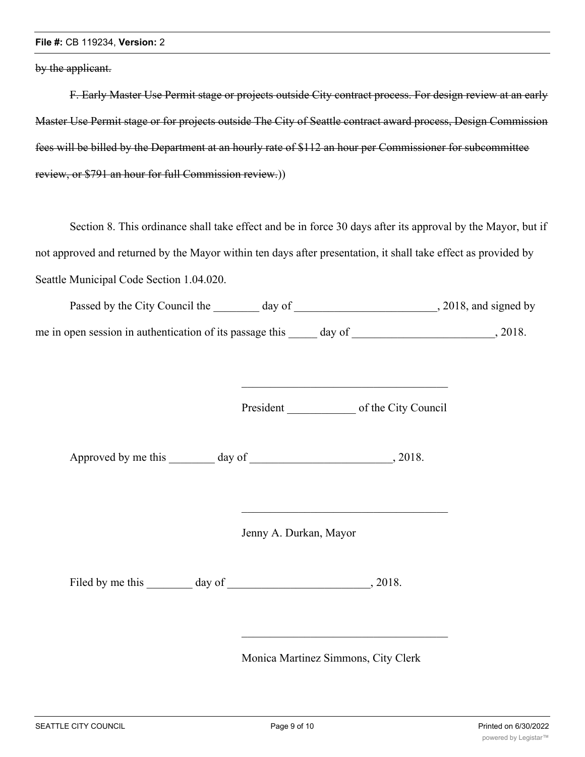~~by the applicant.~~

~~F. Early Master Use Permit stage or projects outside City contract process. For design review at an early Master Use Permit stage or for projects outside The City of Seattle contract award process, Design Commission fees will be billed by the Department at an hourly rate of $112 an hour per Commissioner for subcommittee review, or $791 an hour for full Commission review.~~))

Section 8. This ordinance shall take effect and be in force 30 days after its approval by the Mayor, but if not approved and returned by the Mayor within ten days after presentation, it shall take effect as provided by Seattle Municipal Code Section 1.04.020.

Passed by the City Council the ________ day of _________________________, 2018, and signed by me in open session in authentication of its passage this _____ day of _________________________, 2018.

_____________________________________

President ____________ of the City Council

Approved by me this ________ day of _________________________, 2018.

_____________________________________

Jenny A. Durkan, Mayor

Filed by me this ________ day of _________________________, 2018.

_____________________________________

Monica Martinez Simmons, City Clerk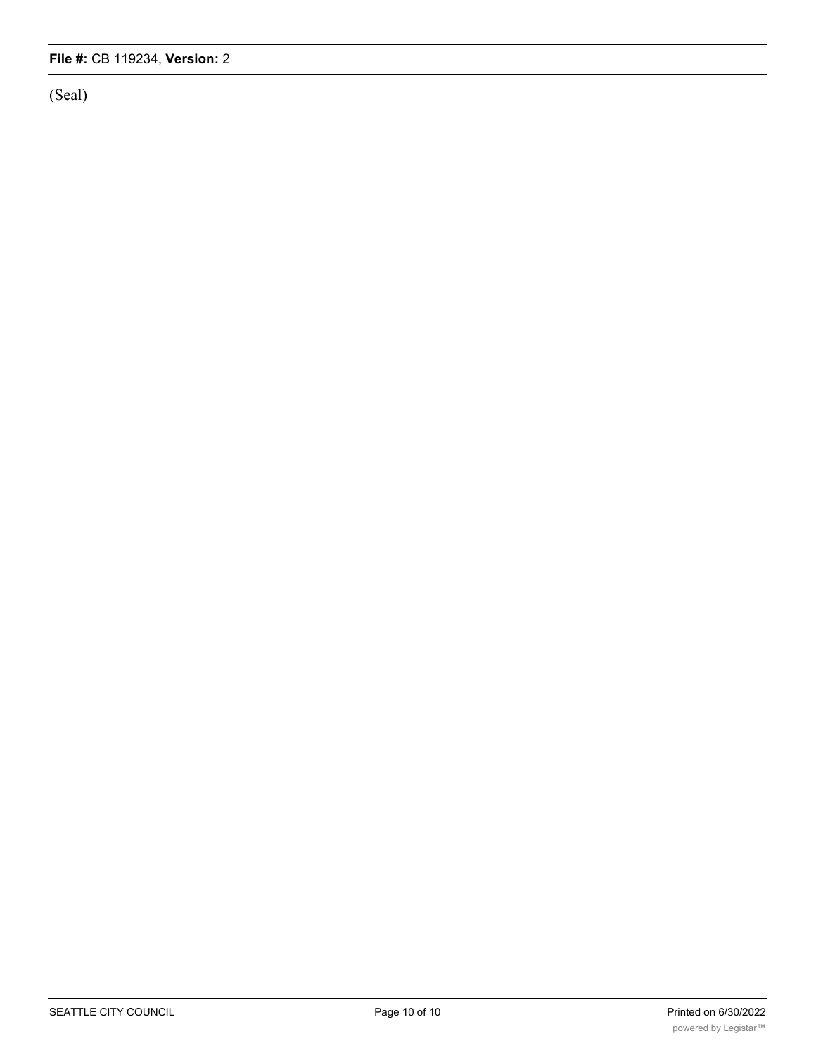(Seal)